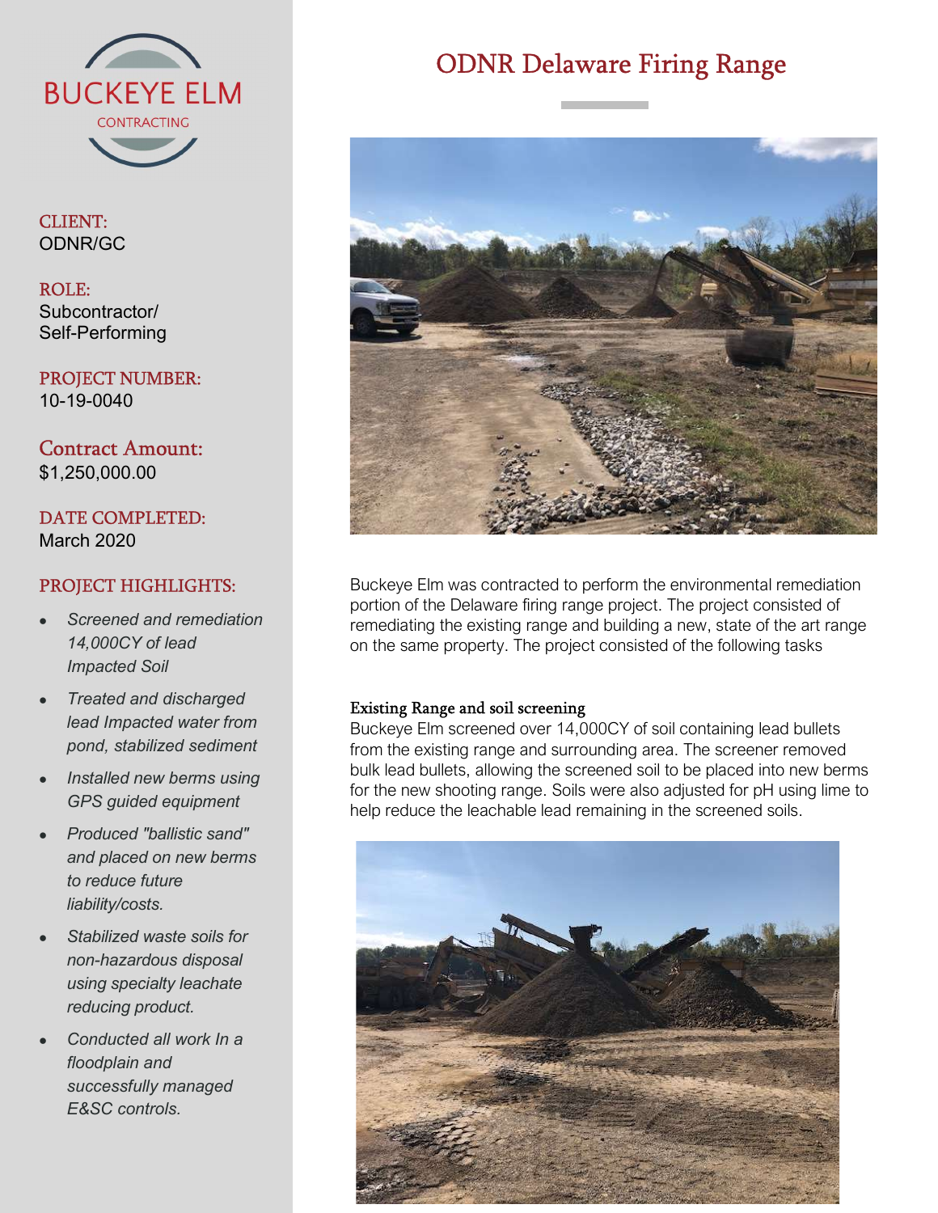# ODNR Delaware Firing Range

BUCKEYE ELM
CONTRACTING

**CLIENT:**
ODNR/GC

**ROLE:**
Subcontractor/
Self-Performing

**PROJECT NUMBER:**
10-19-0040

**Contract Amount:**
$1,250,000.00

**DATE COMPLETED:**
March 2020

**PROJECT HIGHLIGHTS:**

- *Screened and remediation 14,000CY of lead Impacted Soil*
- *Treated and discharged lead Impacted water from pond, stabilized sediment*
- *Installed new berms using GPS guided equipment*
- *Produced "ballistic sand" and placed on new berms to reduce future liability/costs.*
- *Stabilized waste soils for non-hazardous disposal using specialty leachate reducing product.*
- *Conducted all work In a floodplain and successfully managed E&SC controls.*

Buckeye Elm was contracted to perform the environmental remediation portion of the Delaware firing range project. The project consisted of remediating the existing range and building a new, state of the art range on the same property. The project consisted of the following tasks

## Existing Range and soil screening

Buckeye Elm screened over 14,000CY of soil containing lead bullets from the existing range and surrounding area. The screener removed bulk lead bullets, allowing the screened soil to be placed into new berms for the new shooting range. Soils were also adjusted for pH using lime to help reduce the leachable lead remaining in the screened soils.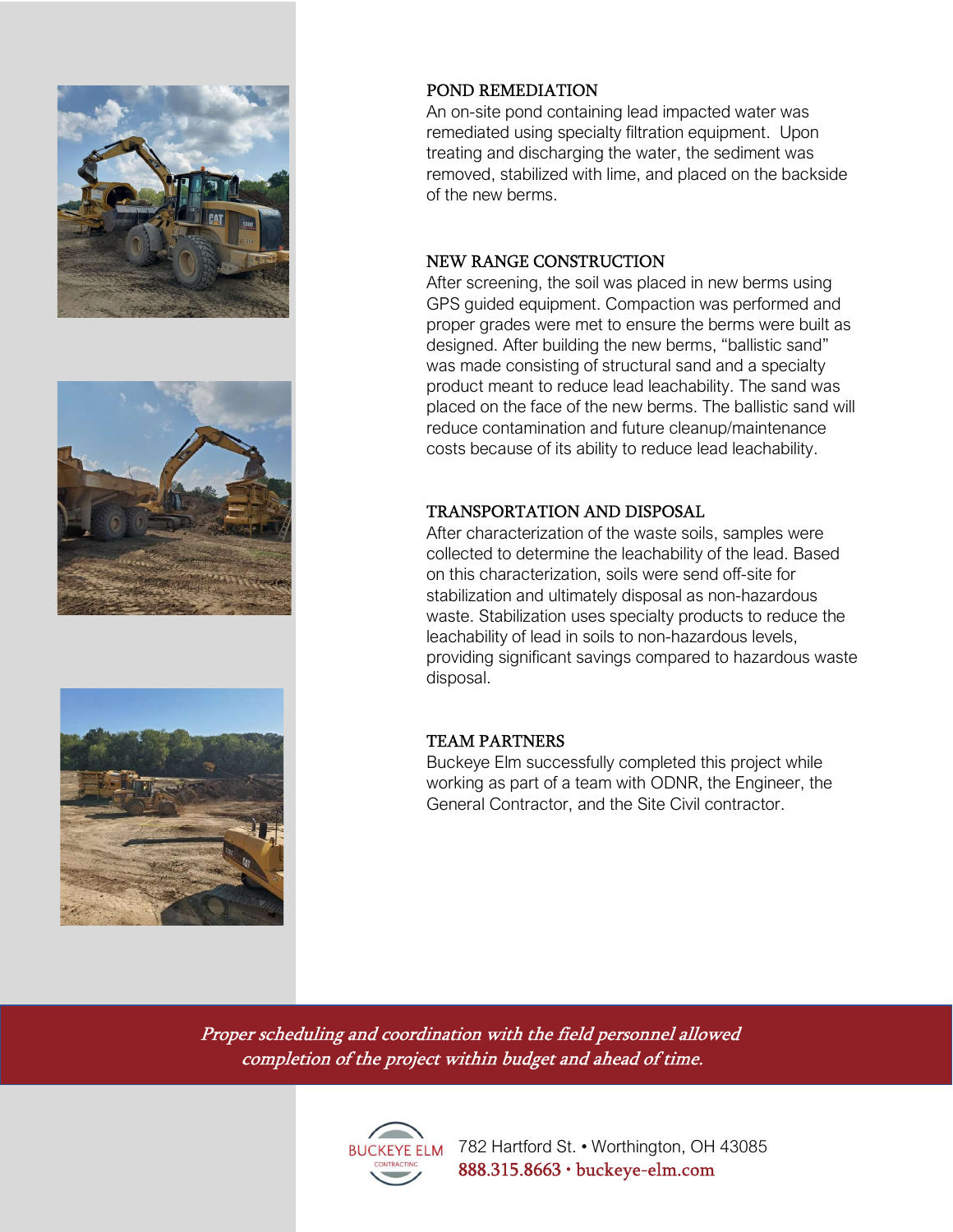## POND REMEDIATION

An on-site pond containing lead impacted water was remediated using specialty filtration equipment. Upon treating and discharging the water, the sediment was removed, stabilized with lime, and placed on the backside of the new berms.

## NEW RANGE CONSTRUCTION

After screening, the soil was placed in new berms using GPS guided equipment. Compaction was performed and proper grades were met to ensure the berms were built as designed. After building the new berms, "ballistic sand" was made consisting of structural sand and a specialty product meant to reduce lead leachability. The sand was placed on the face of the new berms. The ballistic sand will reduce contamination and future cleanup/maintenance costs because of its ability to reduce lead leachability.

## TRANSPORTATION AND DISPOSAL

After characterization of the waste soils, samples were collected to determine the leachability of the lead. Based on this characterization, soils were send off-site for stabilization and ultimately disposal as non-hazardous waste. Stabilization uses specialty products to reduce the leachability of lead in soils to non-hazardous levels, providing significant savings compared to hazardous waste disposal.

## TEAM PARTNERS

Buckeye Elm successfully completed this project while working as part of a team with ODNR, the Engineer, the General Contractor, and the Site Civil contractor.

*Proper scheduling and coordination with the field personnel allowed completion of the project within budget and ahead of time.*

BUCKEYE ELM CONTRACTING

782 Hartford St. • Worthington, OH 43085

888.315.8663 • buckeye-elm.com